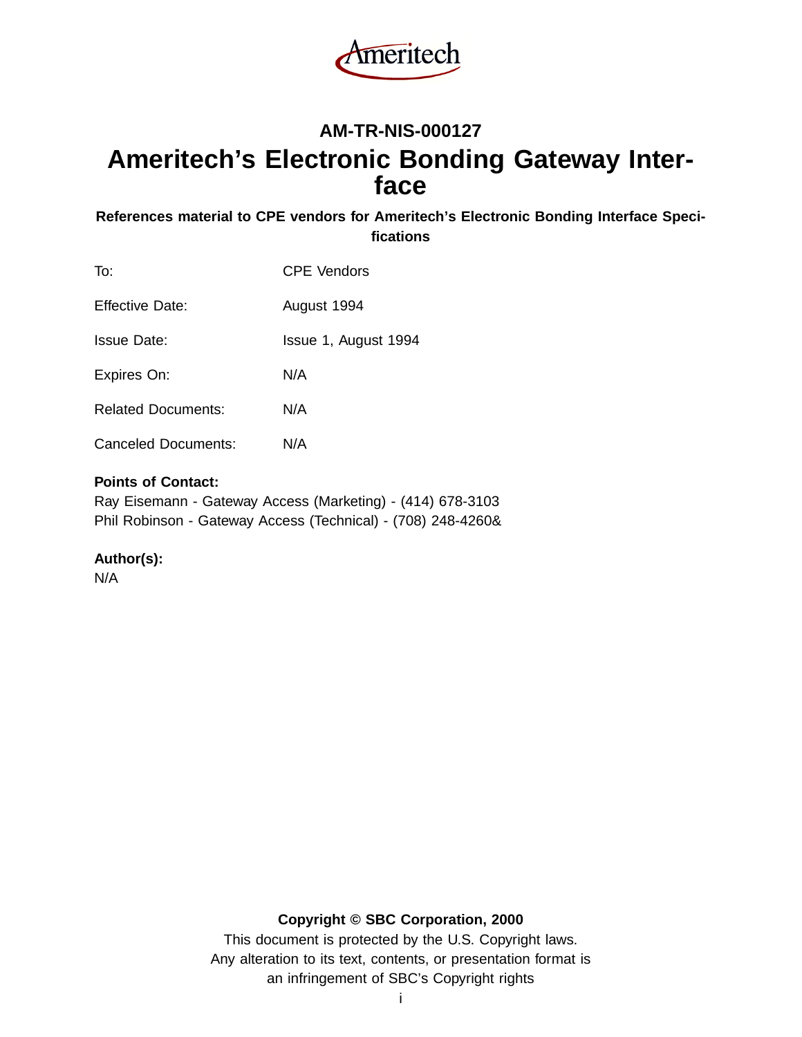Ameritech

# AM-TR-NIS-000127

# Ameritech's Electronic Bonding Gateway Interface

**References material to CPE vendors for Ameritech's Electronic Bonding Interface Specifications**

| | |
|---|---|
| To: | CPE Vendors |
| Effective Date: | August 1994 |
| Issue Date: | Issue 1, August 1994 |
| Expires On: | N/A |
| Related Documents: | N/A |
| Canceled Documents: | N/A |

**Points of Contact:**

Ray Eisemann - Gateway Access (Marketing) - (414) 678-3103
Phil Robinson - Gateway Access (Technical) - (708) 248-4260&

**Author(s):**

N/A

**Copyright © SBC Corporation, 2000**

This document is protected by the U.S. Copyright laws.
Any alteration to its text, contents, or presentation format is
an infringement of SBC's Copyright rights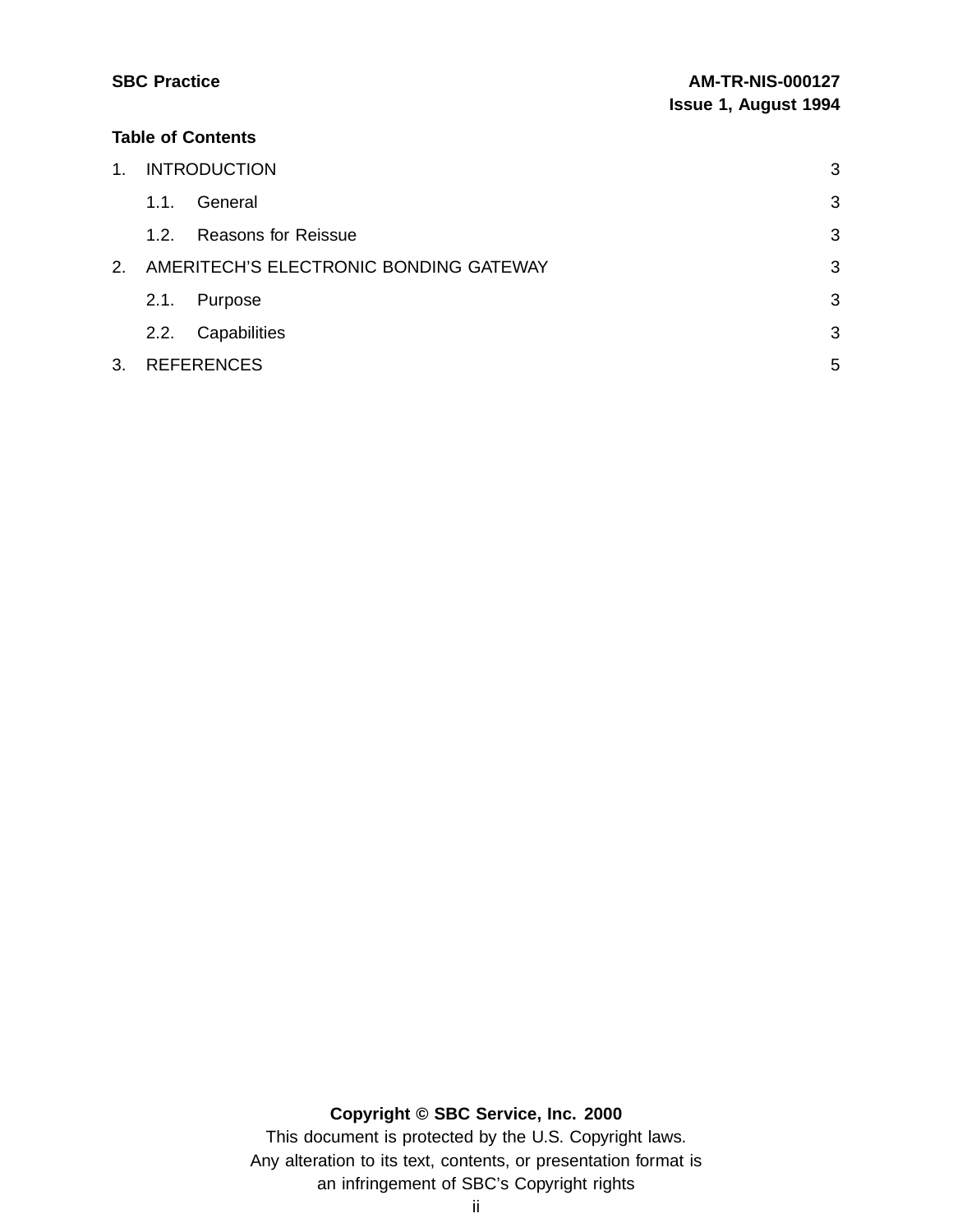## Table of Contents

1. INTRODUCTION 3
   - 1.1. General 3
   - 1.2. Reasons for Reissue 3
2. AMERITECH'S ELECTRONIC BONDING GATEWAY 3
   - 2.1. Purpose 3
   - 2.2. Capabilities 3
3. REFERENCES 5

**Copyright © SBC Service, Inc. 2000**

This document is protected by the U.S. Copyright laws.
Any alteration to its text, contents, or presentation format is an infringement of SBC's Copyright rights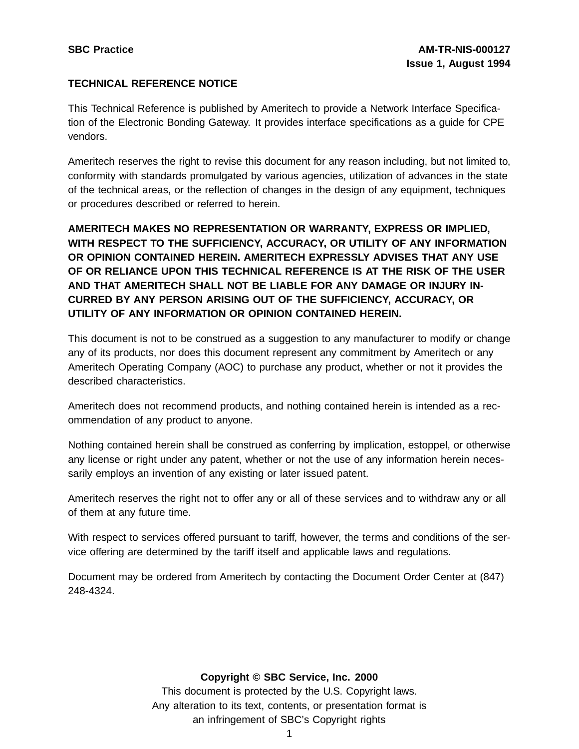**TECHNICAL REFERENCE NOTICE**

This Technical Reference is published by Ameritech to provide a Network Interface Specification of the Electronic Bonding Gateway. It provides interface specifications as a guide for CPE vendors.

Ameritech reserves the right to revise this document for any reason including, but not limited to, conformity with standards promulgated by various agencies, utilization of advances in the state of the technical areas, or the reflection of changes in the design of any equipment, techniques or procedures described or referred to herein.

**AMERITECH MAKES NO REPRESENTATION OR WARRANTY, EXPRESS OR IMPLIED, WITH RESPECT TO THE SUFFICIENCY, ACCURACY, OR UTILITY OF ANY INFORMATION OR OPINION CONTAINED HEREIN. AMERITECH EXPRESSLY ADVISES THAT ANY USE OF OR RELIANCE UPON THIS TECHNICAL REFERENCE IS AT THE RISK OF THE USER AND THAT AMERITECH SHALL NOT BE LIABLE FOR ANY DAMAGE OR INJURY INCURRED BY ANY PERSON ARISING OUT OF THE SUFFICIENCY, ACCURACY, OR UTILITY OF ANY INFORMATION OR OPINION CONTAINED HEREIN.**

This document is not to be construed as a suggestion to any manufacturer to modify or change any of its products, nor does this document represent any commitment by Ameritech or any Ameritech Operating Company (AOC) to purchase any product, whether or not it provides the described characteristics.

Ameritech does not recommend products, and nothing contained herein is intended as a recommendation of any product to anyone.

Nothing contained herein shall be construed as conferring by implication, estoppel, or otherwise any license or right under any patent, whether or not the use of any information herein necessarily employs an invention of any existing or later issued patent.

Ameritech reserves the right not to offer any or all of these services and to withdraw any or all of them at any future time.

With respect to services offered pursuant to tariff, however, the terms and conditions of the service offering are determined by the tariff itself and applicable laws and regulations.

Document may be ordered from Ameritech by contacting the Document Order Center at (847) 248-4324.

**Copyright © SBC Service, Inc. 2000**

This document is protected by the U.S. Copyright laws.
Any alteration to its text, contents, or presentation format is
an infringement of SBC's Copyright rights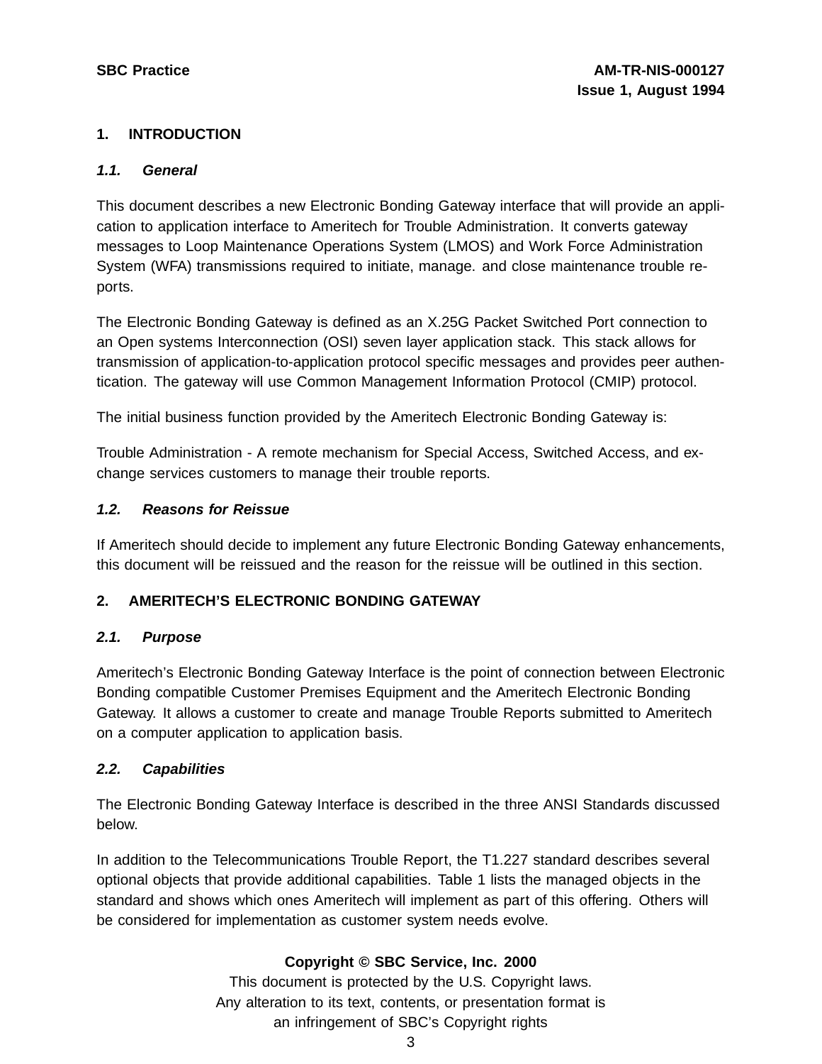# 1. INTRODUCTION

## *1.1. General*

This document describes a new Electronic Bonding Gateway interface that will provide an application to application interface to Ameritech for Trouble Administration. It converts gateway messages to Loop Maintenance Operations System (LMOS) and Work Force Administration System (WFA) transmissions required to initiate, manage. and close maintenance trouble reports.

The Electronic Bonding Gateway is defined as an X.25G Packet Switched Port connection to an Open systems Interconnection (OSI) seven layer application stack. This stack allows for transmission of application-to-application protocol specific messages and provides peer authentication. The gateway will use Common Management Information Protocol (CMIP) protocol.

The initial business function provided by the Ameritech Electronic Bonding Gateway is:

Trouble Administration - A remote mechanism for Special Access, Switched Access, and exchange services customers to manage their trouble reports.

## *1.2. Reasons for Reissue*

If Ameritech should decide to implement any future Electronic Bonding Gateway enhancements, this document will be reissued and the reason for the reissue will be outlined in this section.

# 2. AMERITECH'S ELECTRONIC BONDING GATEWAY

## *2.1. Purpose*

Ameritech's Electronic Bonding Gateway Interface is the point of connection between Electronic Bonding compatible Customer Premises Equipment and the Ameritech Electronic Bonding Gateway. It allows a customer to create and manage Trouble Reports submitted to Ameritech on a computer application to application basis.

## *2.2. Capabilities*

The Electronic Bonding Gateway Interface is described in the three ANSI Standards discussed below.

In addition to the Telecommunications Trouble Report, the T1.227 standard describes several optional objects that provide additional capabilities. Table 1 lists the managed objects in the standard and shows which ones Ameritech will implement as part of this offering. Others will be considered for implementation as customer system needs evolve.

**Copyright © SBC Service, Inc. 2000**
This document is protected by the U.S. Copyright laws.
Any alteration to its text, contents, or presentation format is
an infringement of SBC's Copyright rights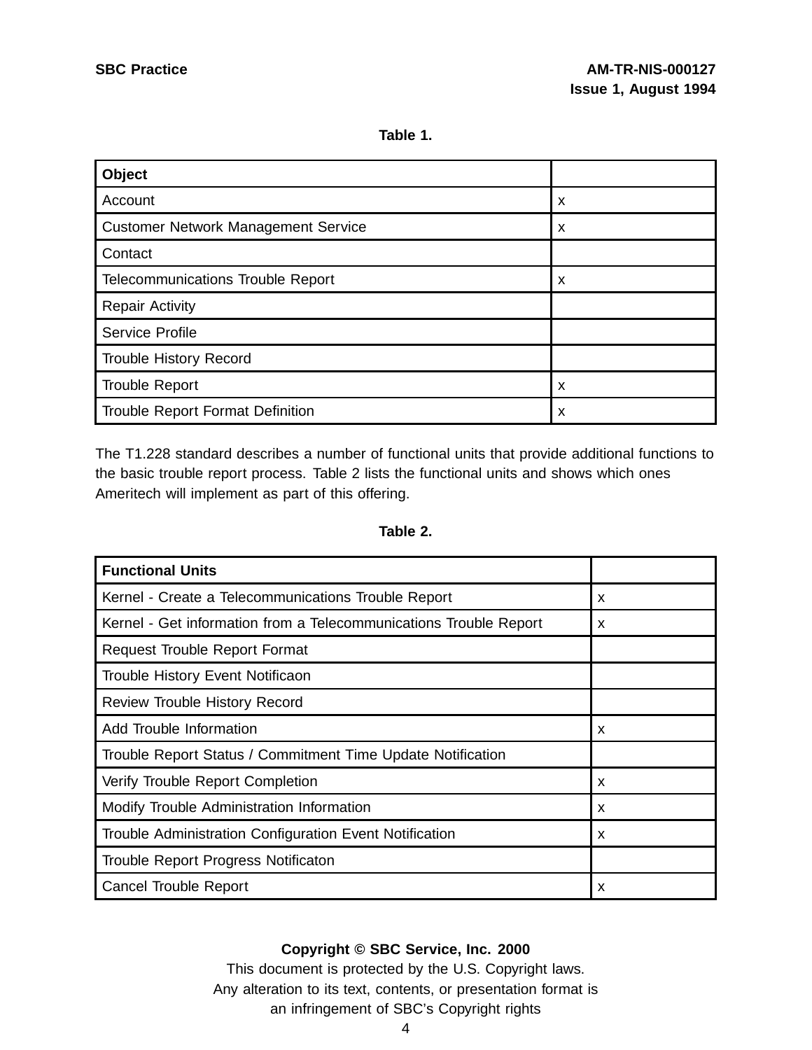Table 1.

| Object | |
|---|---|
| Account | x |
| Customer Network Management Service | x |
| Contact | |
| Telecommunications Trouble Report | x |
| Repair Activity | |
| Service Profile | |
| Trouble History Record | |
| Trouble Report | x |
| Trouble Report Format Definition | x |

The T1.228 standard describes a number of functional units that provide additional functions to the basic trouble report process. Table 2 lists the functional units and shows which ones Ameritech will implement as part of this offering.

Table 2.

| Functional Units | |
|---|---|
| Kernel - Create a Telecommunications Trouble Report | x |
| Kernel - Get information from a Telecommunications Trouble Report | x |
| Request Trouble Report Format | |
| Trouble History Event Notificaon | |
| Review Trouble History Record | |
| Add Trouble Information | x |
| Trouble Report Status / Commitment Time Update Notification | |
| Verify Trouble Report Completion | x |
| Modify Trouble Administration Information | x |
| Trouble Administration Configuration Event Notification | x |
| Trouble Report Progress Notificaton | |
| Cancel Trouble Report | x |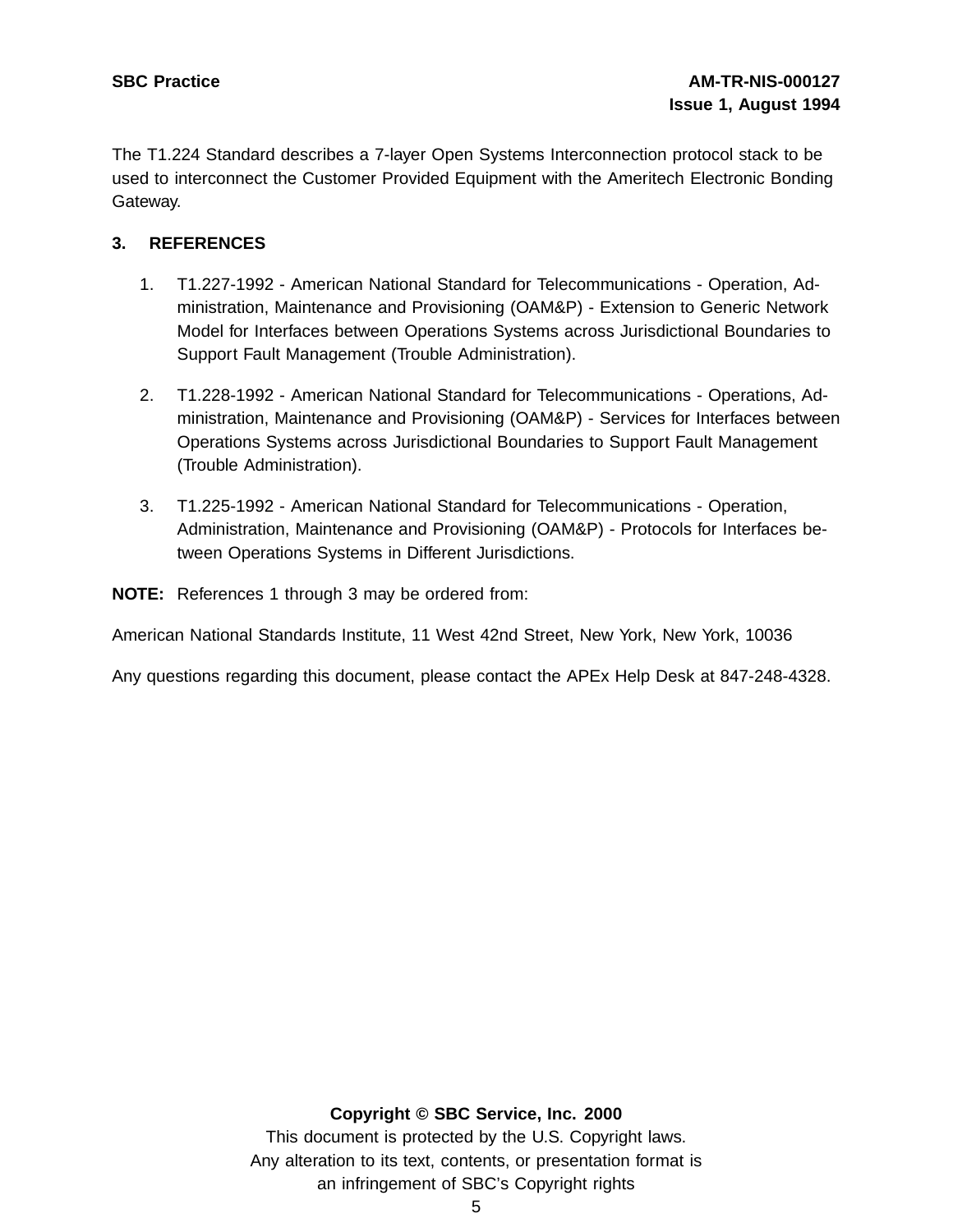The T1.224 Standard describes a 7-layer Open Systems Interconnection protocol stack to be used to interconnect the Customer Provided Equipment with the Ameritech Electronic Bonding Gateway.

## 3. REFERENCES

1. T1.227-1992 - American National Standard for Telecommunications - Operation, Administration, Maintenance and Provisioning (OAM&P) - Extension to Generic Network Model for Interfaces between Operations Systems across Jurisdictional Boundaries to Support Fault Management (Trouble Administration).

2. T1.228-1992 - American National Standard for Telecommunications - Operations, Administration, Maintenance and Provisioning (OAM&P) - Services for Interfaces between Operations Systems across Jurisdictional Boundaries to Support Fault Management (Trouble Administration).

3. T1.225-1992 - American National Standard for Telecommunications - Operation, Administration, Maintenance and Provisioning (OAM&P) - Protocols for Interfaces between Operations Systems in Different Jurisdictions.

**NOTE:** References 1 through 3 may be ordered from:

American National Standards Institute, 11 West 42nd Street, New York, New York, 10036

Any questions regarding this document, please contact the APEx Help Desk at 847-248-4328.